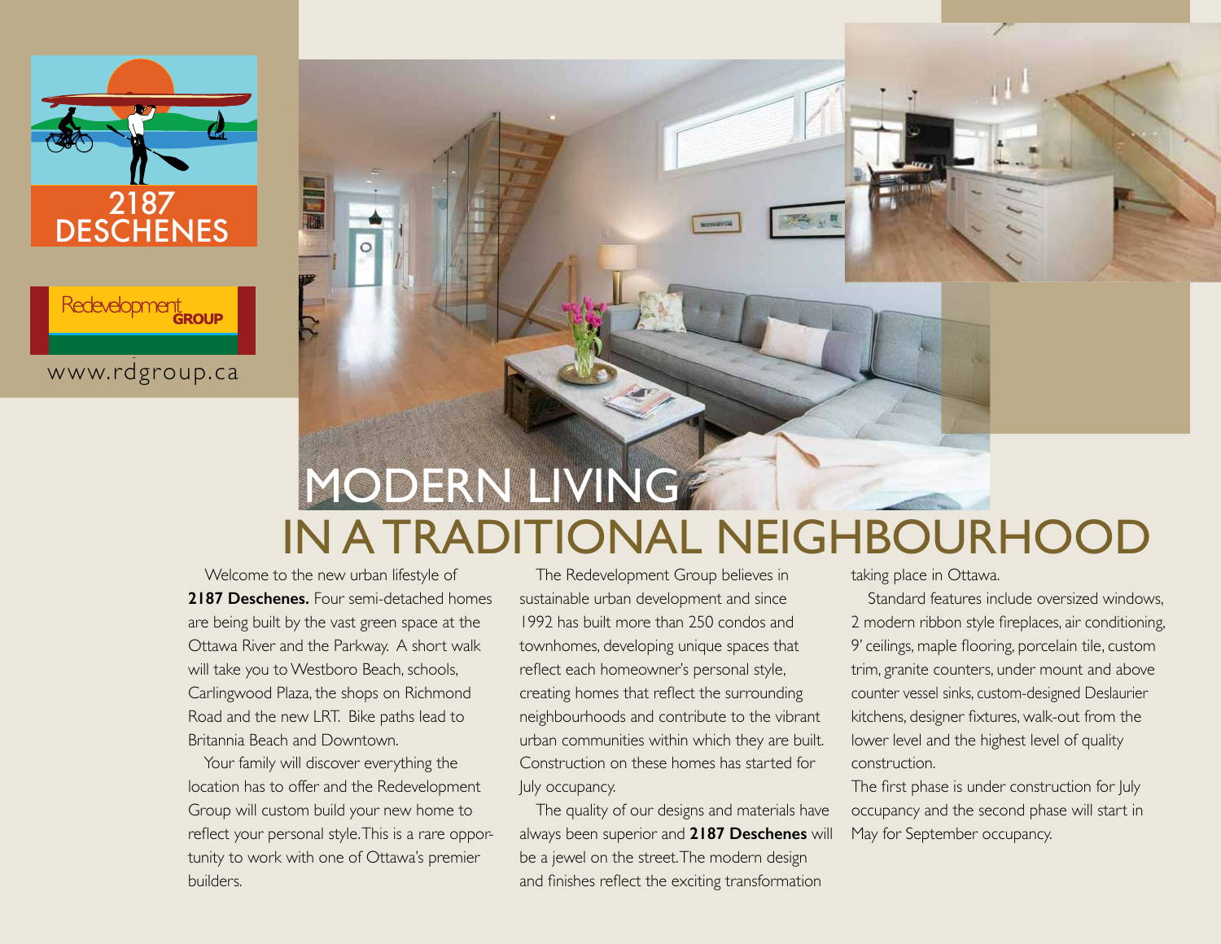2187 DESCHENES

Redevelopment GROUP

www.rdgroup.ca

# MODERN LIVING IN A TRADITIONAL NEIGHBOURHOOD

Welcome to the new urban lifestyle of **2187 Deschenes.** Four semi-detached homes are being built by the vast green space at the Ottawa River and the Parkway. A short walk will take you to Westboro Beach, schools, Carlingwood Plaza, the shops on Richmond Road and the new LRT. Bike paths lead to Britannia Beach and Downtown.

Your family will discover everything the location has to offer and the Redevelopment Group will custom build your new home to reflect your personal style. This is a rare opportunity to work with one of Ottawa's premier builders.

The Redevelopment Group believes in sustainable urban development and since 1992 has built more than 250 condos and townhomes, developing unique spaces that reflect each homeowner's personal style, creating homes that reflect the surrounding neighbourhoods and contribute to the vibrant urban communities within which they are built. Construction on these homes has started for July occupancy.

The quality of our designs and materials have always been superior and **2187 Deschenes** will be a jewel on the street. The modern design and finishes reflect the exciting transformation taking place in Ottawa.

Standard features include oversized windows, 2 modern ribbon style fireplaces, air conditioning, 9' ceilings, maple flooring, porcelain tile, custom trim, granite counters, under mount and above counter vessel sinks, custom-designed Deslaurier kitchens, designer fixtures, walk-out from the lower level and the highest level of quality construction.

The first phase is under construction for July occupancy and the second phase will start in May for September occupancy.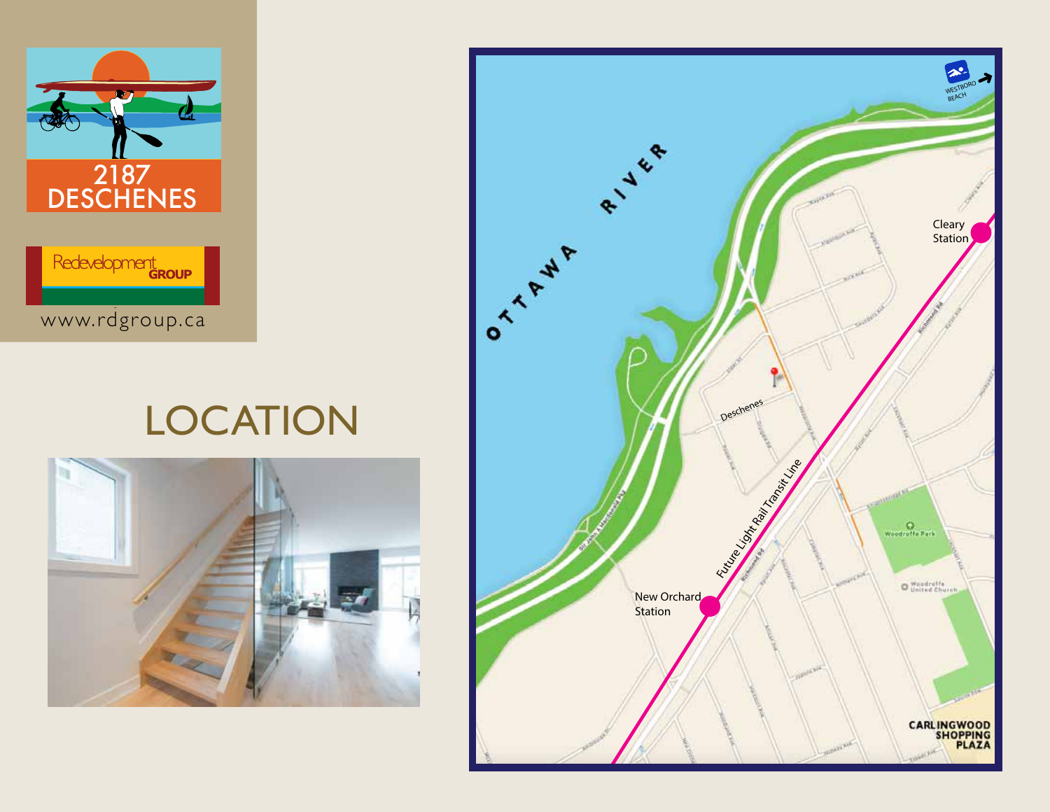2187 DESCHENES

Redevelopment GROUP

www.rdgroup.ca

# LOCATION

OTTAWA RIVER

WESTBORO BEACH

Cleary Station

Deschenes

Future Light Rail Transit Line

New Orchard Station

Woodroffe Park

Woodroffe United Church

CARLINGWOOD SHOPPING PLAZA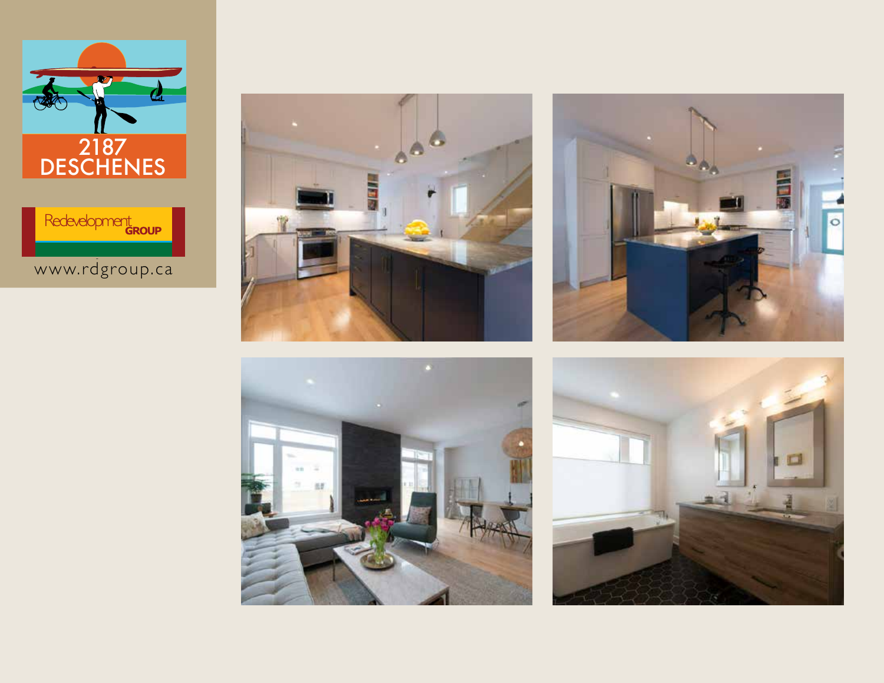2187 DESCHENES

Redevelopment GROUP

www.rdgroup.ca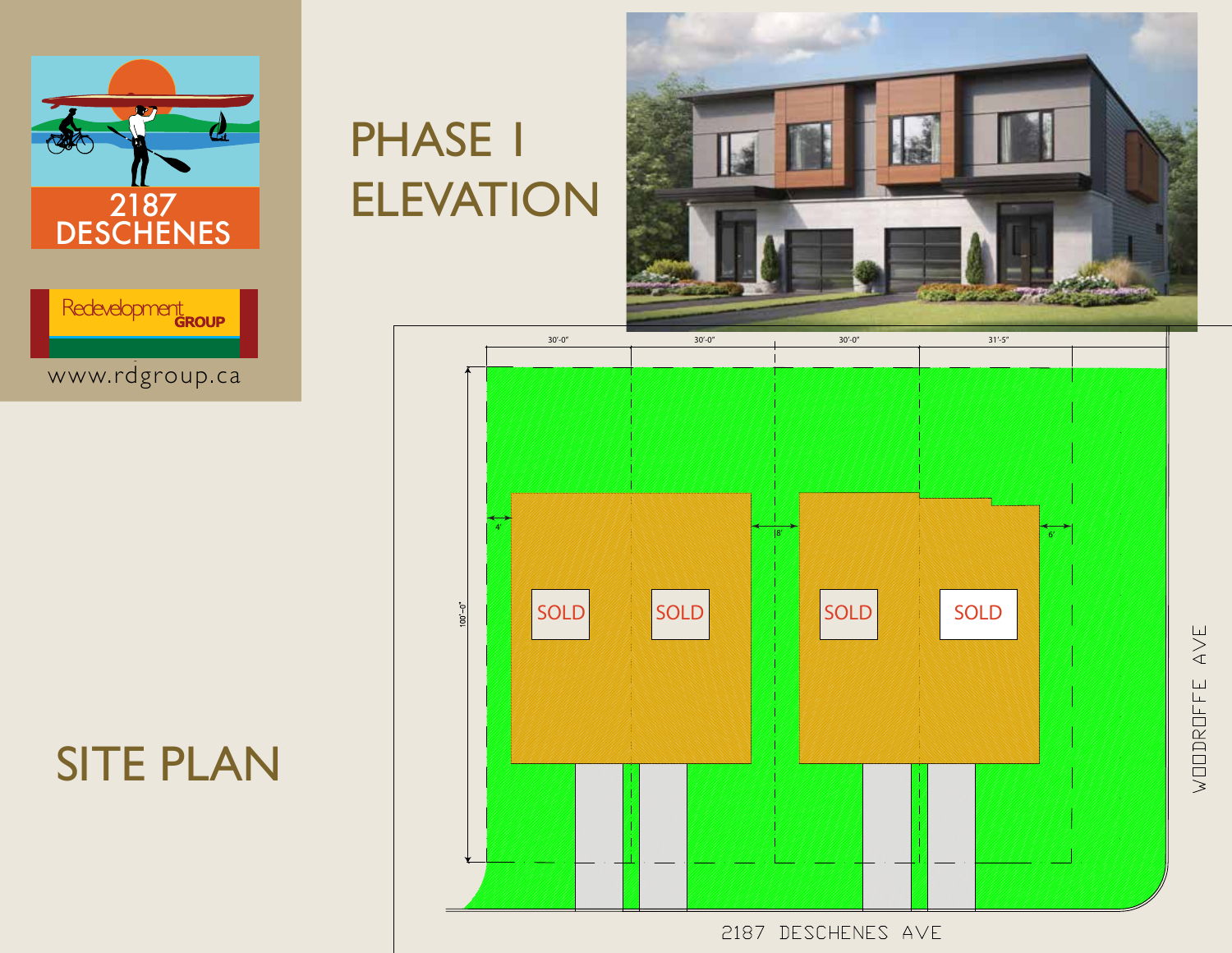2187 DESCHENES

Redevelopment GROUP

www.rdgroup.ca

# PHASE I ELEVATION

# SITE PLAN

30'-0" 30'-0" 30'-0" 31'-5"

100'-0"

4' 8' 6'

SOLD SOLD SOLD SOLD

WOODROFFE AVE

2187 DESCHENES AVE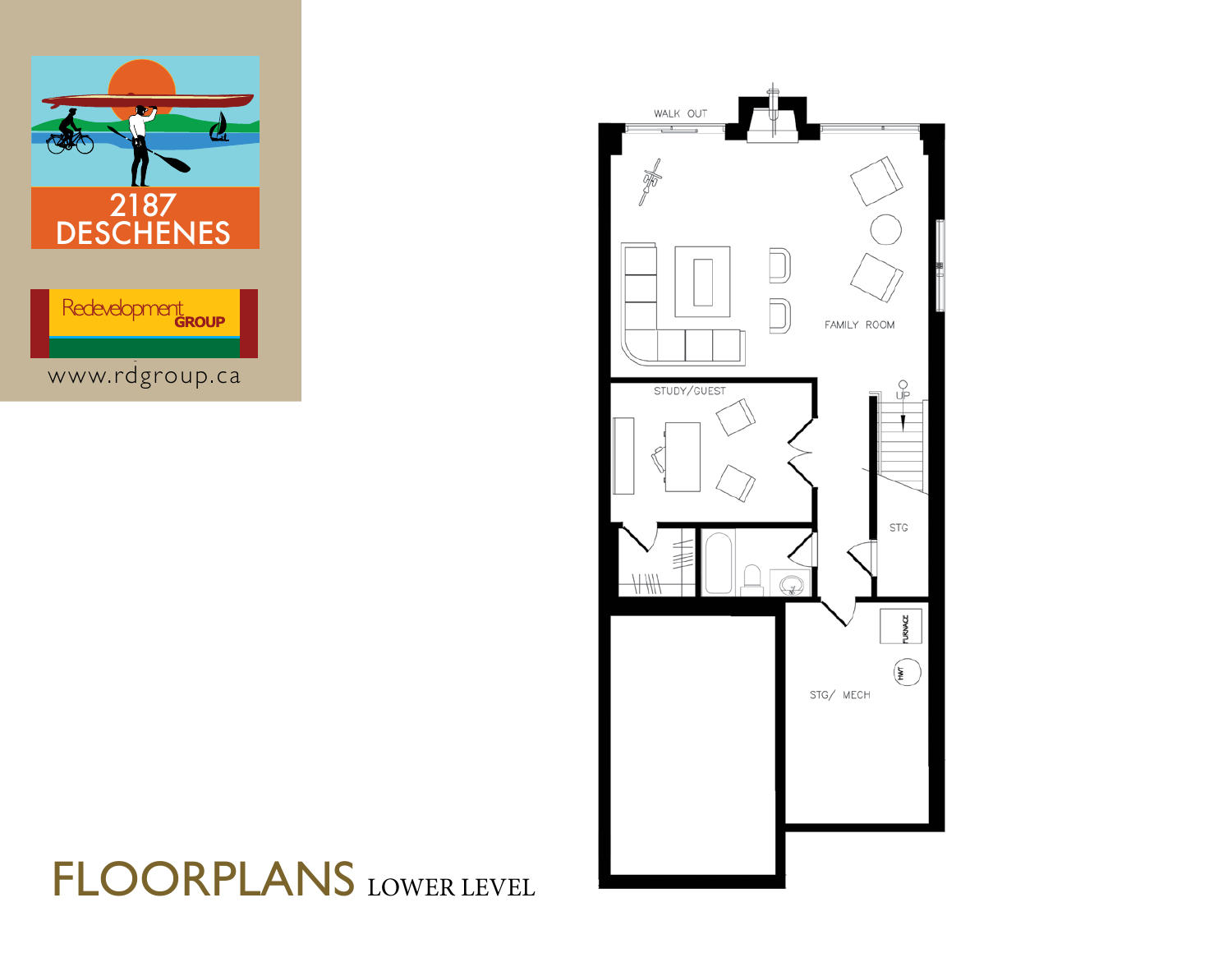2187 DESCHENES

Redevelopment GROUP

www.rdgroup.ca

WALK OUT

FAMILY ROOM

STUDY/GUEST

UP

STG

FURNACE

HWT

STG/ MECH

# FLOORPLANS LOWER LEVEL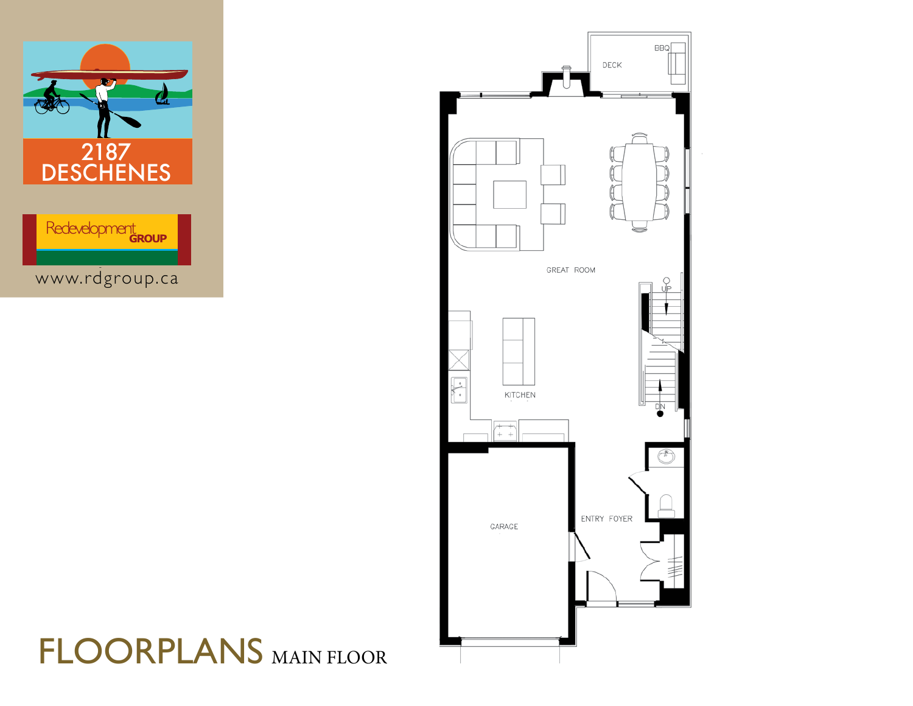2187 DESCHENES

Redevelopment GROUP

www.rdgroup.ca

DECK

BBQ

GREAT ROOM

UP

KITCHEN

DN

ENTRY FOYER

GARAGE

# FLOORPLANS MAIN FLOOR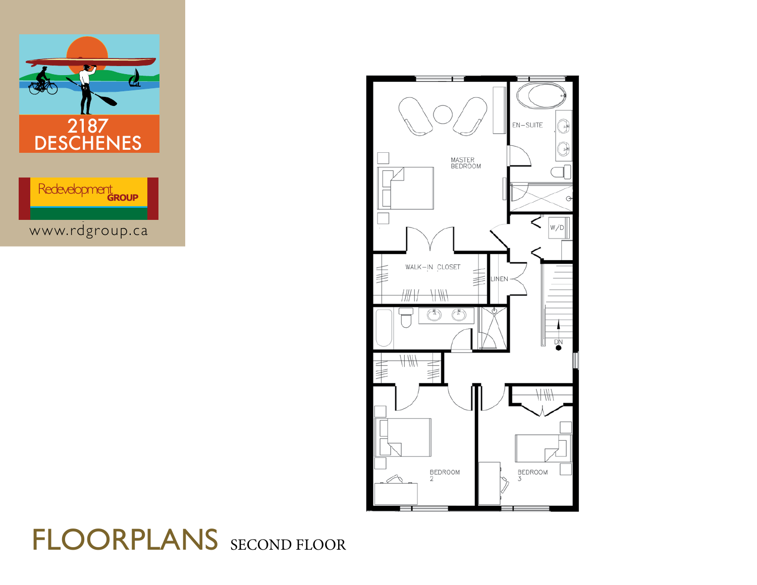2187 DESCHENES

Redevelopment GROUP

www.rdgroup.ca

MASTER BEDROOM

EN-SUITE

W/D

WALK-IN CLOSET

LINEN

DN

BEDROOM 2

BEDROOM 3

# FLOORPLANS SECOND FLOOR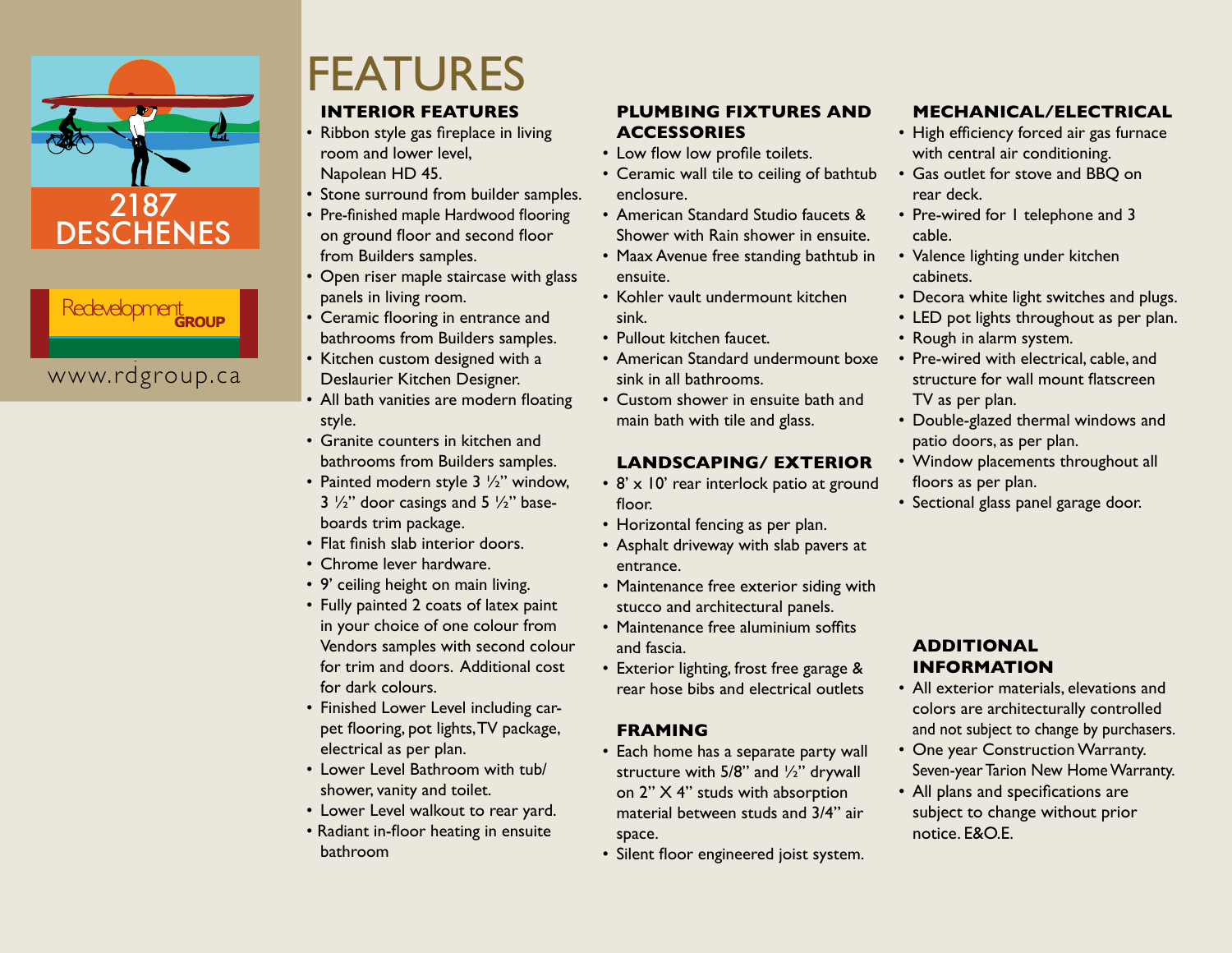2187 DESCHENES

Redevelopment GROUP

www.rdgroup.ca

# FEATURES

## INTERIOR FEATURES

- Ribbon style gas fireplace in living room and lower level, Napolean HD 45.
- Stone surround from builder samples.
- Pre-finished maple Hardwood flooring on ground floor and second floor from Builders samples.
- Open riser maple staircase with glass panels in living room.
- Ceramic flooring in entrance and bathrooms from Builders samples.
- Kitchen custom designed with a Deslaurier Kitchen Designer.
- All bath vanities are modern floating style.
- Granite counters in kitchen and bathrooms from Builders samples.
- Painted modern style 3 ½" window, 3 ½" door casings and 5 ½" baseboards trim package.
- Flat finish slab interior doors.
- Chrome lever hardware.
- 9' ceiling height on main living.
- Fully painted 2 coats of latex paint in your choice of one colour from Vendors samples with second colour for trim and doors. Additional cost for dark colours.
- Finished Lower Level including carpet flooring, pot lights, TV package, electrical as per plan.
- Lower Level Bathroom with tub/ shower, vanity and toilet.
- Lower Level walkout to rear yard.
- Radiant in-floor heating in ensuite bathroom

## PLUMBING FIXTURES AND ACCESSORIES

- Low flow low profile toilets.
- Ceramic wall tile to ceiling of bathtub enclosure.
- American Standard Studio faucets & Shower with Rain shower in ensuite.
- Maax Avenue free standing bathtub in ensuite.
- Kohler vault undermount kitchen sink.
- Pullout kitchen faucet.
- American Standard undermount boxe sink in all bathrooms.
- Custom shower in ensuite bath and main bath with tile and glass.

## LANDSCAPING/ EXTERIOR

- 8' x 10' rear interlock patio at ground floor.
- Horizontal fencing as per plan.
- Asphalt driveway with slab pavers at entrance.
- Maintenance free exterior siding with stucco and architectural panels.
- Maintenance free aluminium soffits and fascia.
- Exterior lighting, frost free garage & rear hose bibs and electrical outlets

## FRAMING

- Each home has a separate party wall structure with 5/8" and ½" drywall on 2" X 4" studs with absorption material between studs and 3/4" air space.
- Silent floor engineered joist system.

## MECHANICAL/ELECTRICAL

- High efficiency forced air gas furnace with central air conditioning.
- Gas outlet for stove and BBQ on rear deck.
- Pre-wired for 1 telephone and 3 cable.
- Valence lighting under kitchen cabinets.
- Decora white light switches and plugs.
- LED pot lights throughout as per plan.
- Rough in alarm system.
- Pre-wired with electrical, cable, and structure for wall mount flatscreen TV as per plan.
- Double-glazed thermal windows and patio doors, as per plan.
- Window placements throughout all floors as per plan.
- Sectional glass panel garage door.

## ADDITIONAL INFORMATION

- All exterior materials, elevations and colors are architecturally controlled and not subject to change by purchasers.
- One year Construction Warranty. Seven-year Tarion New Home Warranty.
- All plans and specifications are subject to change without prior notice. E&O.E.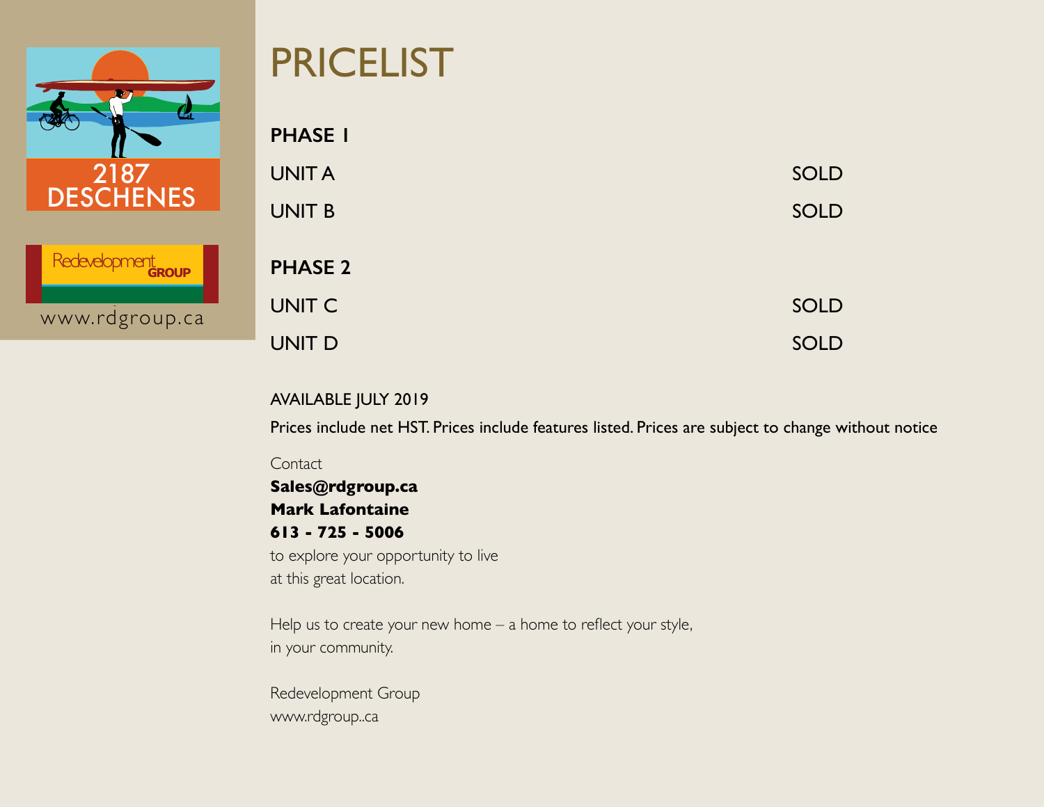2187 DESCHENES

Redevelopment GROUP

www.rdgroup.ca

# PRICELIST

| | |
|---|---|
| **PHASE I** | |
| UNIT A | SOLD |
| UNIT B | SOLD |
| **PHASE 2** | |
| UNIT C | SOLD |
| UNIT D | SOLD |

AVAILABLE JULY 2019

Prices include net HST. Prices include features listed. Prices are subject to change without notice

Contact
**Sales@rdgroup.ca**
**Mark Lafontaine**
**613 - 725 - 5006**
to explore your opportunity to live
at this great location.

Help us to create your new home – a home to reflect your style,
in your community.

Redevelopment Group
www.rdgroup..ca